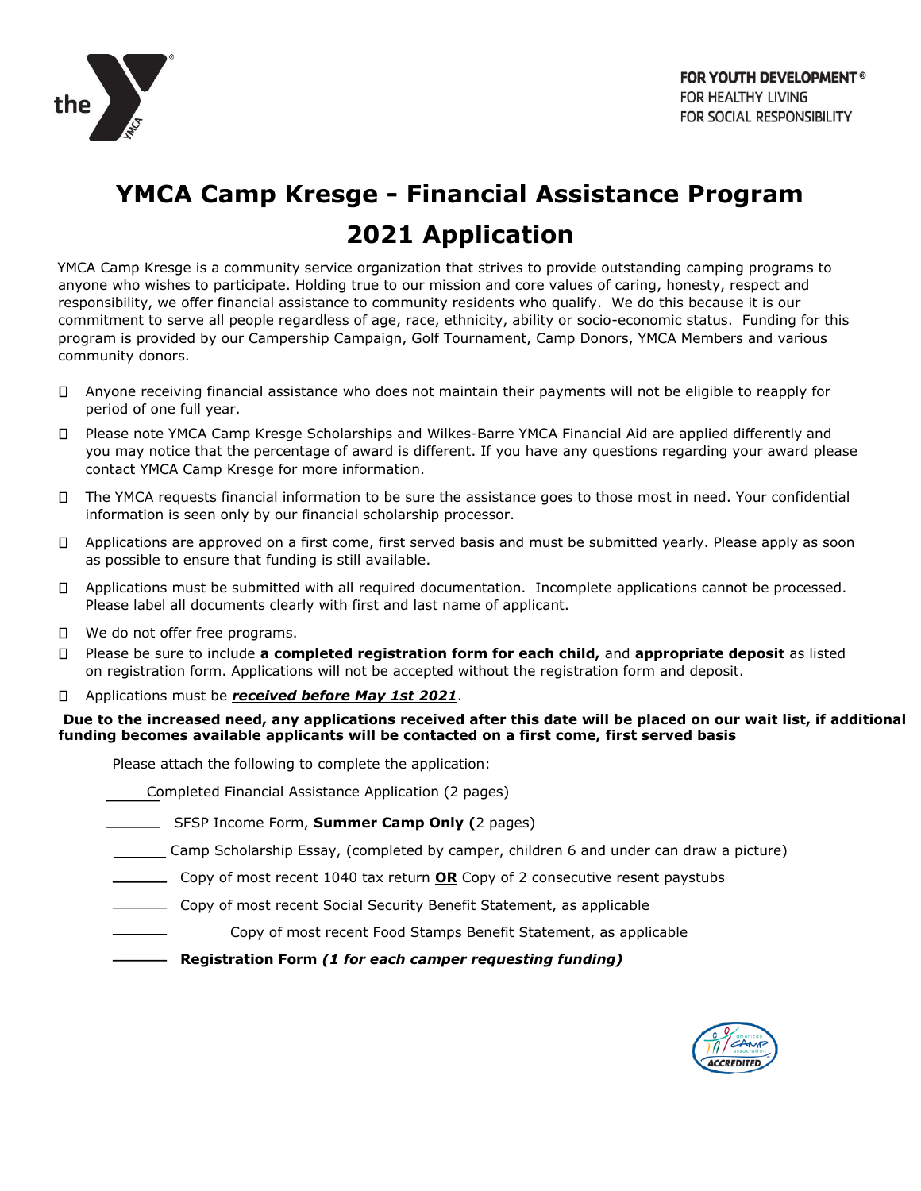FOR YOUTH DEVELOPMENT®
FOR HEALTHY LIVING
FOR SOCIAL RESPONSIBILITY

# YMCA Camp Kresge - Financial Assistance Program

# 2021 Application

YMCA Camp Kresge is a community service organization that strives to provide outstanding camping programs to anyone who wishes to participate. Holding true to our mission and core values of caring, honesty, respect and responsibility, we offer financial assistance to community residents who qualify. We do this because it is our commitment to serve all people regardless of age, race, ethnicity, ability or socio-economic status. Funding for this program is provided by our Campership Campaign, Golf Tournament, Camp Donors, YMCA Members and various community donors.

- Anyone receiving financial assistance who does not maintain their payments will not be eligible to reapply for period of one full year.
- Please note YMCA Camp Kresge Scholarships and Wilkes-Barre YMCA Financial Aid are applied differently and you may notice that the percentage of award is different. If you have any questions regarding your award please contact YMCA Camp Kresge for more information.
- The YMCA requests financial information to be sure the assistance goes to those most in need. Your confidential information is seen only by our financial scholarship processor.
- Applications are approved on a first come, first served basis and must be submitted yearly. Please apply as soon as possible to ensure that funding is still available.
- Applications must be submitted with all required documentation. Incomplete applications cannot be processed. Please label all documents clearly with first and last name of applicant.
- We do not offer free programs.
- Please be sure to include **a completed registration form for each child,** and **appropriate deposit** as listed on registration form. Applications will not be accepted without the registration form and deposit.
- Applications must be ***received before May 1st 2021***.

**Due to the increased need, any applications received after this date will be placed on our wait list, if additional funding becomes available applicants will be contacted on a first come, first served basis**

Please attach the following to complete the application:

_____ Completed Financial Assistance Application (2 pages)

_______ SFSP Income Form, **Summer Camp Only (**2 pages)

_______ Camp Scholarship Essay, (completed by camper, children 6 and under can draw a picture)

_______ Copy of most recent 1040 tax return **OR** Copy of 2 consecutive resent paystubs

_______ Copy of most recent Social Security Benefit Statement, as applicable

_______ Copy of most recent Food Stamps Benefit Statement, as applicable

_______ **Registration Form *(1 for each camper requesting funding)***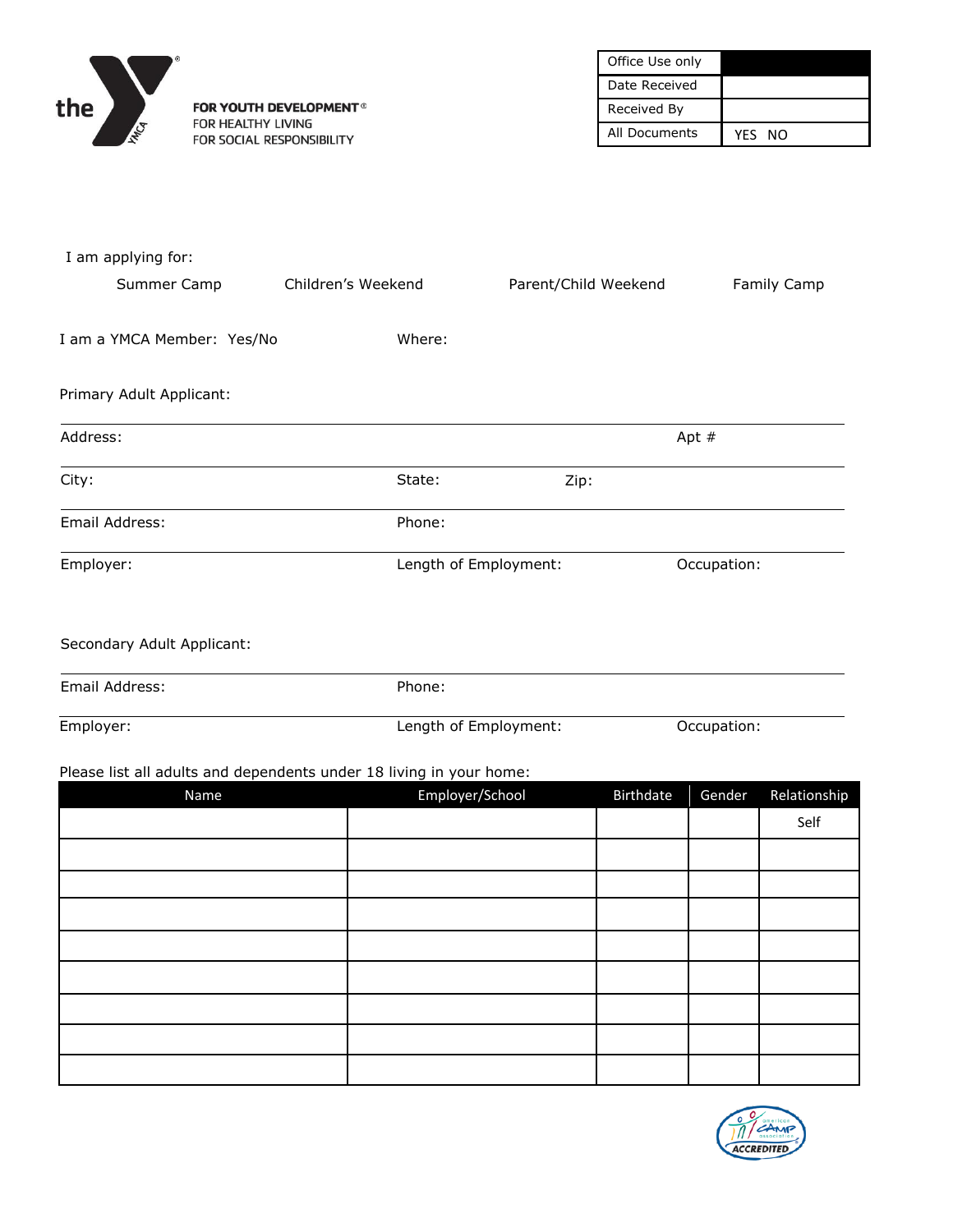| Office Use only | |
|---|---|
| Date Received | |
| Received By | |
| All Documents | YES NO |

FOR YOUTH DEVELOPMENT®
FOR HEALTHY LIVING
FOR SOCIAL RESPONSIBILITY

I am applying for:

Summer Camp Children's Weekend Parent/Child Weekend Family Camp

I am a YMCA Member: Yes/No Where:

Primary Adult Applicant:

Address: Apt #

City: State: Zip:

Email Address: Phone:

Employer: Length of Employment: Occupation:

Secondary Adult Applicant:

Email Address: Phone:

Employer: Length of Employment: Occupation:

Please list all adults and dependents under 18 living in your home:

| Name | Employer/School | Birthdate | Gender | Relationship |
|---|---|---|---|---|
| | | | | Self |
| | | | | |
| | | | | |
| | | | | |
| | | | | |
| | | | | |
| | | | | |
| | | | | |
| | | | | |

ACCREDITED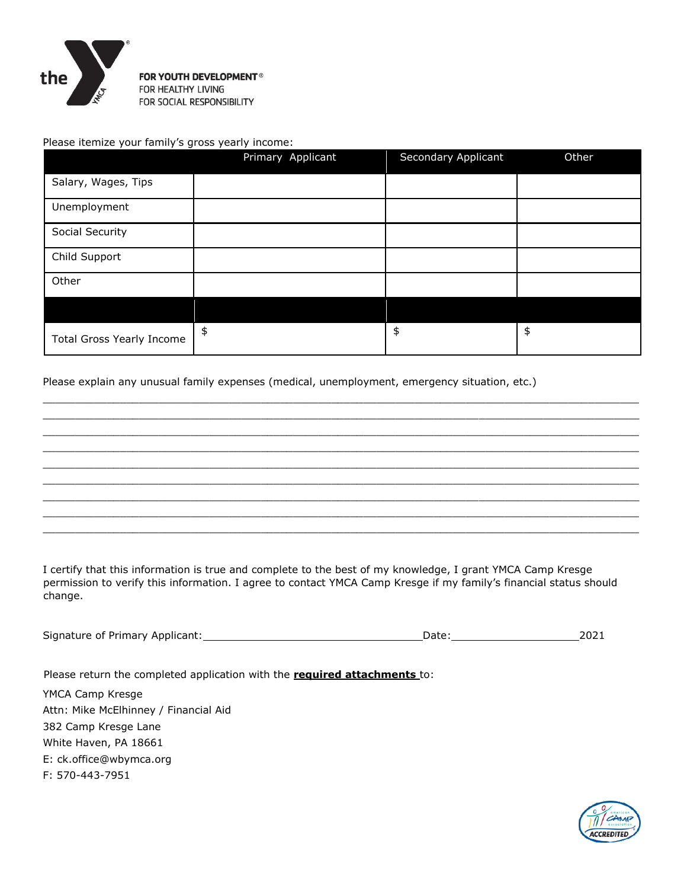FOR YOUTH DEVELOPMENT®
FOR HEALTHY LIVING
FOR SOCIAL RESPONSIBILITY

Please itemize your family's gross yearly income:

| | Primary Applicant | Secondary Applicant | Other |
|---|---|---|---|
| Salary, Wages, Tips | | | |
| Unemployment | | | |
| Social Security | | | |
| Child Support | | | |
| Other | | | |
| | | | |
| Total Gross Yearly Income | $ | $ | $ |

Please explain any unusual family expenses (medical, unemployment, emergency situation, etc.)

_______________________________________________________________________________________

_______________________________________________________________________________________

_______________________________________________________________________________________

_______________________________________________________________________________________

_______________________________________________________________________________________

_______________________________________________________________________________________

_______________________________________________________________________________________

_______________________________________________________________________________________

_______________________________________________________________________________________

I certify that this information is true and complete to the best of my knowledge, I grant YMCA Camp Kresge permission to verify this information. I agree to contact YMCA Camp Kresge if my family's financial status should change.

Signature of Primary Applicant:___________________________________Date:____________________2021

Please return the completed application with the **required attachments** to:

YMCA Camp Kresge
Attn: Mike McElhinney / Financial Aid
382 Camp Kresge Lane
White Haven, PA 18661
E: ck.office@wbymca.org
F: 570-443-7951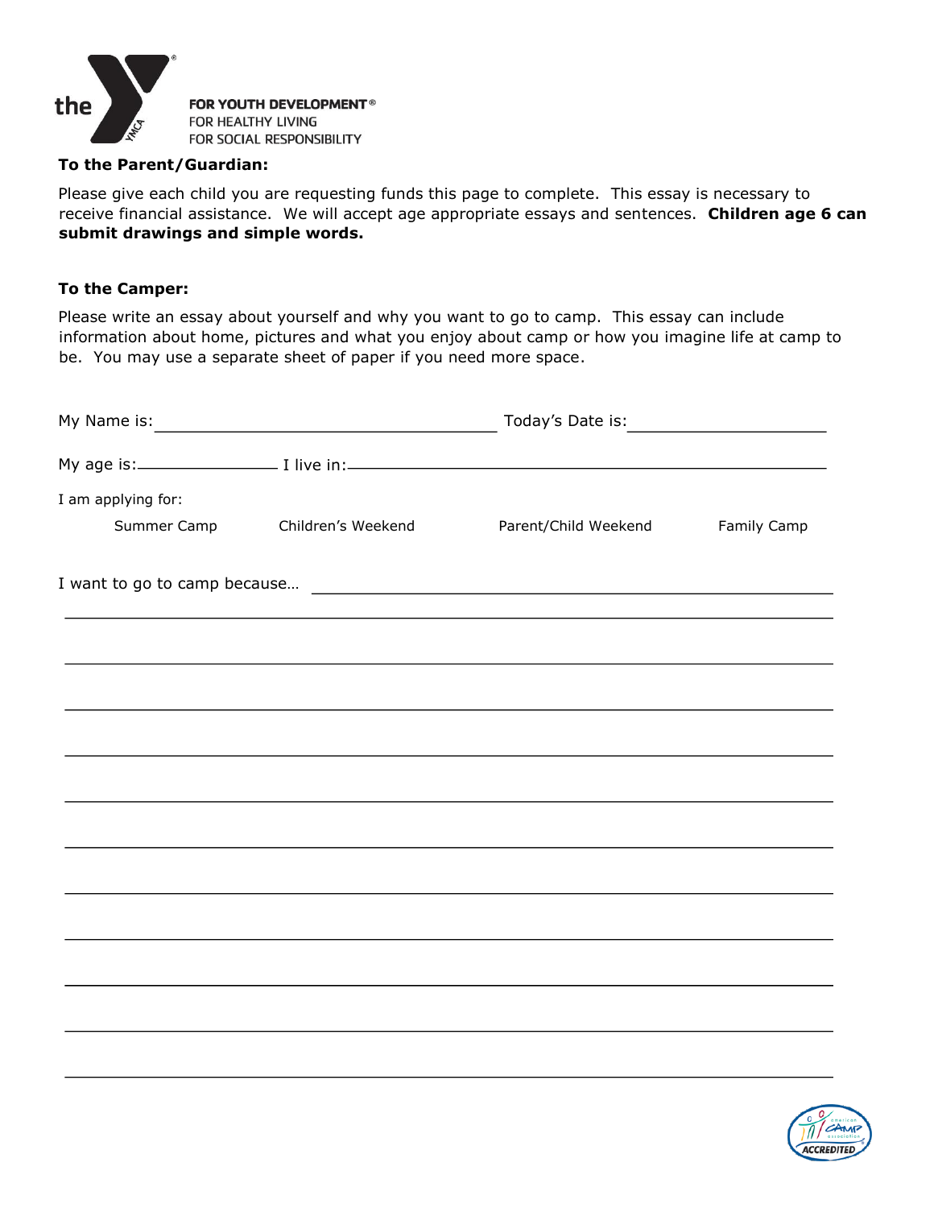FOR YOUTH DEVELOPMENT®
FOR HEALTHY LIVING
FOR SOCIAL RESPONSIBILITY

**To the Parent/Guardian:**

Please give each child you are requesting funds this page to complete. This essay is necessary to receive financial assistance. We will accept age appropriate essays and sentences. **Children age 6 can submit drawings and simple words.**

**To the Camper:**

Please write an essay about yourself and why you want to go to camp. This essay can include information about home, pictures and what you enjoy about camp or how you imagine life at camp to be. You may use a separate sheet of paper if you need more space.

My Name is: ______________________________ Today's Date is: ____________________

My age is: ______________ I live in: ____________________________________________

I am applying for:

Summer Camp     Children's Weekend     Parent/Child Weekend     Family Camp

I want to go to camp because… ________________________________________________

______________________________________________________________________________

______________________________________________________________________________

______________________________________________________________________________

______________________________________________________________________________

______________________________________________________________________________

______________________________________________________________________________

______________________________________________________________________________

______________________________________________________________________________

______________________________________________________________________________

______________________________________________________________________________

______________________________________________________________________________